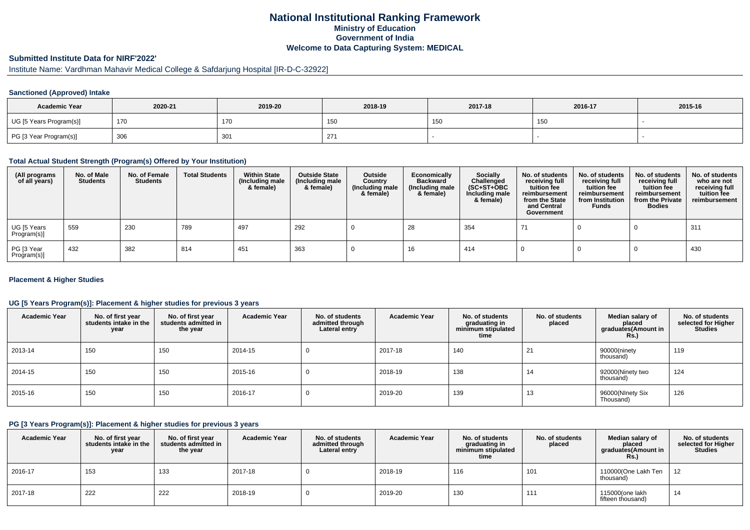# National Institutional Ranking Framework

**Ministry of Education**
**Government of India**
**Welcome to Data Capturing System: MEDICAL**

## Submitted Institute Data for NIRF'2022'

Institute Name: Vardhman Mahavir Medical College & Safdarjung Hospital [IR-D-C-32922]

### Sanctioned (Approved) Intake

| Academic Year | 2020-21 | 2019-20 | 2018-19 | 2017-18 | 2016-17 | 2015-16 |
|---|---|---|---|---|---|---|
| UG [5 Years Program(s)] | 170 | 170 | 150 | 150 | 150 | - |
| PG [3 Year Program(s)] | 306 | 301 | 271 | - | - | - |

### Total Actual Student Strength (Program(s) Offered by Your Institution)

| (All programs of all years) | No. of Male Students | No. of Female Students | Total Students | Within State (Including male & female) | Outside State (Including male & female) | Outside Country (Including male & female) | Economically Backward (Including male & female) | Socially Challenged (SC+ST+OBC Including male & female) | No. of students receiving full tuition fee reimbursement from the State and Central Government | No. of students receiving full tuition fee reimbursement from Institution Funds | No. of students receiving full tuition fee reimbursement from the Private Bodies | No. of students who are not receiving full tuition fee reimbursement |
|---|---|---|---|---|---|---|---|---|---|---|---|---|
| UG [5 Years Program(s)] | 559 | 230 | 789 | 497 | 292 | 0 | 28 | 354 | 71 | 0 | 0 | 311 |
| PG [3 Year Program(s)] | 432 | 382 | 814 | 451 | 363 | 0 | 16 | 414 | 0 | 0 | 0 | 430 |

### Placement & Higher Studies

#### UG [5 Years Program(s)]: Placement & higher studies for previous 3 years

| Academic Year | No. of first year students intake in the year | No. of first year students admitted in the year | Academic Year | No. of students admitted through Lateral entry | Academic Year | No. of students graduating in minimum stipulated time | No. of students placed | Median salary of placed graduates(Amount in Rs.) | No. of students selected for Higher Studies |
|---|---|---|---|---|---|---|---|---|---|
| 2013-14 | 150 | 150 | 2014-15 | 0 | 2017-18 | 140 | 21 | 90000(ninety thousand) | 119 |
| 2014-15 | 150 | 150 | 2015-16 | 0 | 2018-19 | 138 | 14 | 92000(Ninety two thousand) | 124 |
| 2015-16 | 150 | 150 | 2016-17 | 0 | 2019-20 | 139 | 13 | 96000(NInety Six Thousand) | 126 |

#### PG [3 Years Program(s)]: Placement & higher studies for previous 3 years

| Academic Year | No. of first year students intake in the year | No. of first year students admitted in the year | Academic Year | No. of students admitted through Lateral entry | Academic Year | No. of students graduating in minimum stipulated time | No. of students placed | Median salary of placed graduates(Amount in Rs.) | No. of students selected for Higher Studies |
|---|---|---|---|---|---|---|---|---|---|
| 2016-17 | 153 | 133 | 2017-18 | 0 | 2018-19 | 116 | 101 | 110000(One Lakh Ten thousand) | 12 |
| 2017-18 | 222 | 222 | 2018-19 | 0 | 2019-20 | 130 | 111 | 115000(one lakh fifteen thousand) | 14 |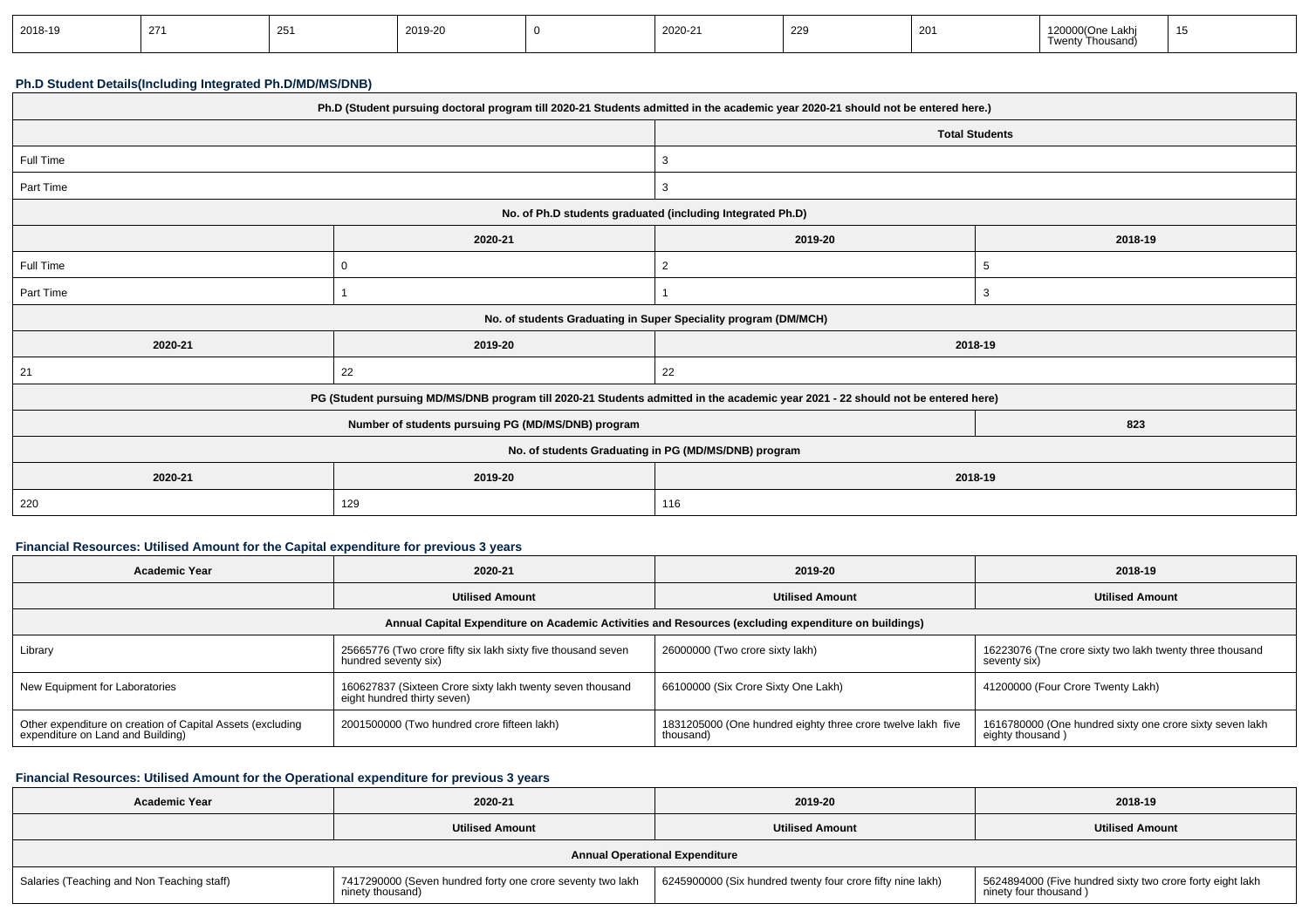| 2018-19 | 271 | 251 | 2019-20 | 0 | 2020-21 | 229 | 201 | 120000(One Lakhj Twenty Thousand) | 15 |
|---|---|---|---|---|---|---|---|---|---|

### Ph.D Student Details(Including Integrated Ph.D/MD/MS/DNB)

| Ph.D (Student pursuing doctoral program till 2020-21 Students admitted in the academic year 2020-21 should not be entered here.) | |
|---|---|
| | Total Students |
| Full Time | 3 |
| Part Time | 3 |

| No. of Ph.D students graduated (including Integrated Ph.D) | | | |
|---|---|---|---|
| | 2020-21 | 2019-20 | 2018-19 |
| Full Time | 0 | 2 | 5 |
| Part Time | 1 | 1 | 3 |

| No. of students Graduating in Super Speciality program (DM/MCH) | | |
|---|---|---|
| 2020-21 | 2019-20 | 2018-19 |
| 21 | 22 | 22 |

| PG (Student pursuing MD/MS/DNB program till 2020-21 Students admitted in the academic year 2021 - 22 should not be entered here) | |
|---|---|
| Number of students pursuing PG (MD/MS/DNB) program | 823 |

| No. of students Graduating in PG (MD/MS/DNB) program | | |
|---|---|---|
| 2020-21 | 2019-20 | 2018-19 |
| 220 | 129 | 116 |

### Financial Resources: Utilised Amount for the Capital expenditure for previous 3 years

| Academic Year | 2020-21 | 2019-20 | 2018-19 |
|---|---|---|---|
| | Utilised Amount | Utilised Amount | Utilised Amount |
| Annual Capital Expenditure on Academic Activities and Resources (excluding expenditure on buildings) | | | |
| Library | 25665776 (Two crore fifty six lakh sixty five thousand seven hundred seventy six) | 26000000 (Two crore sixty lakh) | 16223076 (Tne crore sixty two lakh twenty three thousand seventy six) |
| New Equipment for Laboratories | 160627837 (Sixteen Crore sixty lakh twenty seven thousand eight hundred thirty seven) | 66100000 (Six Crore Sixty One Lakh) | 41200000 (Four Crore Twenty Lakh) |
| Other expenditure on creation of Capital Assets (excluding expenditure on Land and Building) | 2001500000 (Two hundred crore fifteen lakh) | 1831205000 (One hundred eighty three crore twelve lakh five thousand) | 1616780000 (One hundred sixty one crore sixty seven lakh eighty thousand ) |

### Financial Resources: Utilised Amount for the Operational expenditure for previous 3 years

| Academic Year | 2020-21 | 2019-20 | 2018-19 |
|---|---|---|---|
| | Utilised Amount | Utilised Amount | Utilised Amount |
| Annual Operational Expenditure | | | |
| Salaries (Teaching and Non Teaching staff) | 7417290000 (Seven hundred forty one crore seventy two lakh ninety thousand) | 6245900000 (Six hundred twenty four crore fifty nine lakh) | 5624894000 (Five hundred sixty two crore forty eight lakh ninety four thousand ) |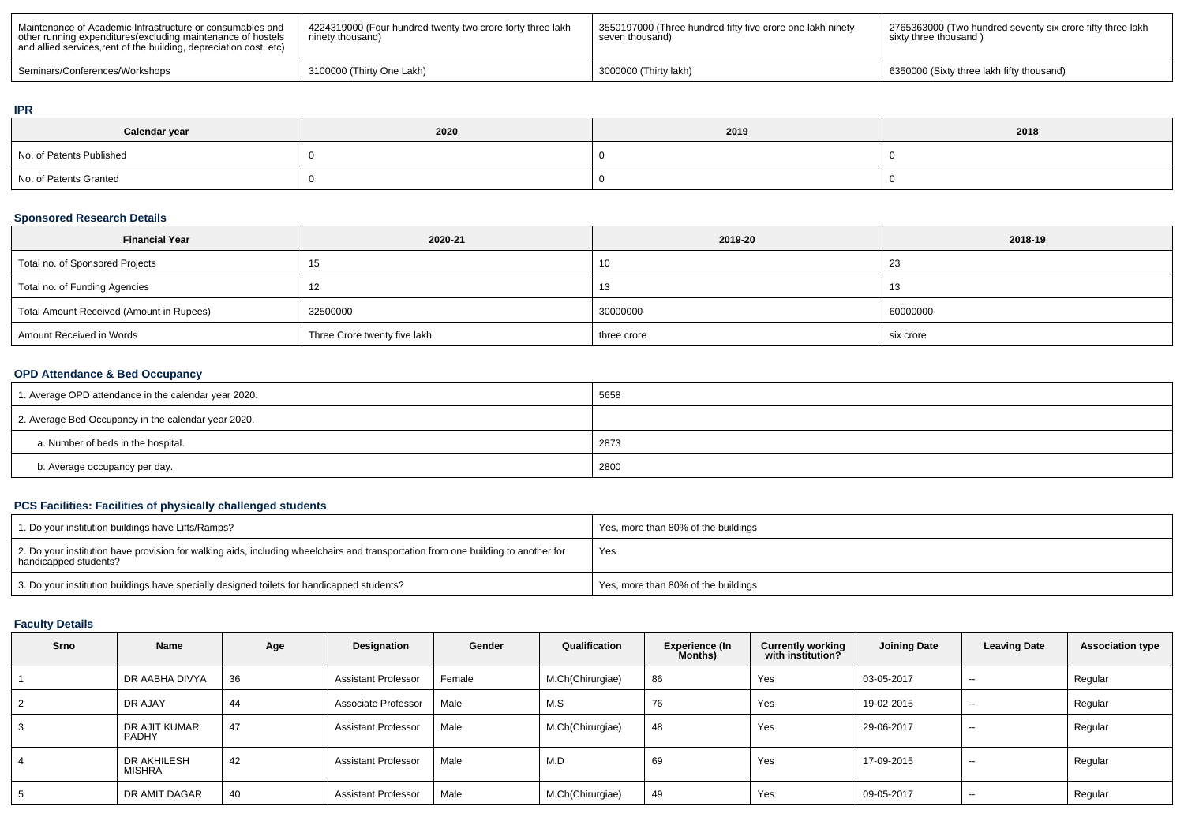| Maintenance of Academic Infrastructure or consumables and other running expenditures(excluding maintenance of hostels and allied services,rent of the building, depreciation cost, etc) | 4224319000 (Four hundred twenty two crore forty three lakh ninety thousand) | 3550197000 (Three hundred fifty five crore one lakh ninety seven thousand) | 2765363000 (Two hundred seventy six crore fifty three lakh sixty three thousand ) |
|---|---|---|---|
| Seminars/Conferences/Workshops | 3100000 (Thirty One Lakh) | 3000000 (Thirty lakh) | 6350000 (Sixty three lakh fifty thousand) |

## IPR

| Calendar year | 2020 | 2019 | 2018 |
|---|---|---|---|
| No. of Patents Published | 0 | 0 | 0 |
| No. of Patents Granted | 0 | 0 | 0 |

## Sponsored Research Details

| Financial Year | 2020-21 | 2019-20 | 2018-19 |
|---|---|---|---|
| Total no. of Sponsored Projects | 15 | 10 | 23 |
| Total no. of Funding Agencies | 12 | 13 | 13 |
| Total Amount Received (Amount in Rupees) | 32500000 | 30000000 | 60000000 |
| Amount Received in Words | Three Crore twenty five lakh | three crore | six crore |

## OPD Attendance & Bed Occupancy

| | |
|---|---|
| 1. Average OPD attendance in the calendar year 2020. | 5658 |
| 2. Average Bed Occupancy in the calendar year 2020. | |
| a. Number of beds in the hospital. | 2873 |
| b. Average occupancy per day. | 2800 |

## PCS Facilities: Facilities of physically challenged students

| | |
|---|---|
| 1. Do your institution buildings have Lifts/Ramps? | Yes, more than 80% of the buildings |
| 2. Do your institution have provision for walking aids, including wheelchairs and transportation from one building to another for handicapped students? | Yes |
| 3. Do your institution buildings have specially designed toilets for handicapped students? | Yes, more than 80% of the buildings |

## Faculty Details

| Srno | Name | Age | Designation | Gender | Qualification | Experience (In Months) | Currently working with institution? | Joining Date | Leaving Date | Association type |
|---|---|---|---|---|---|---|---|---|---|---|
| 1 | DR AABHA DIVYA | 36 | Assistant Professor | Female | M.Ch(Chirurgiae) | 86 | Yes | 03-05-2017 | -- | Regular |
| 2 | DR AJAY | 44 | Associate Professor | Male | M.S | 76 | Yes | 19-02-2015 | -- | Regular |
| 3 | DR AJIT KUMAR PADHY | 47 | Assistant Professor | Male | M.Ch(Chirurgiae) | 48 | Yes | 29-06-2017 | -- | Regular |
| 4 | DR AKHILESH MISHRA | 42 | Assistant Professor | Male | M.D | 69 | Yes | 17-09-2015 | -- | Regular |
| 5 | DR AMIT DAGAR | 40 | Assistant Professor | Male | M.Ch(Chirurgiae) | 49 | Yes | 09-05-2017 | -- | Regular |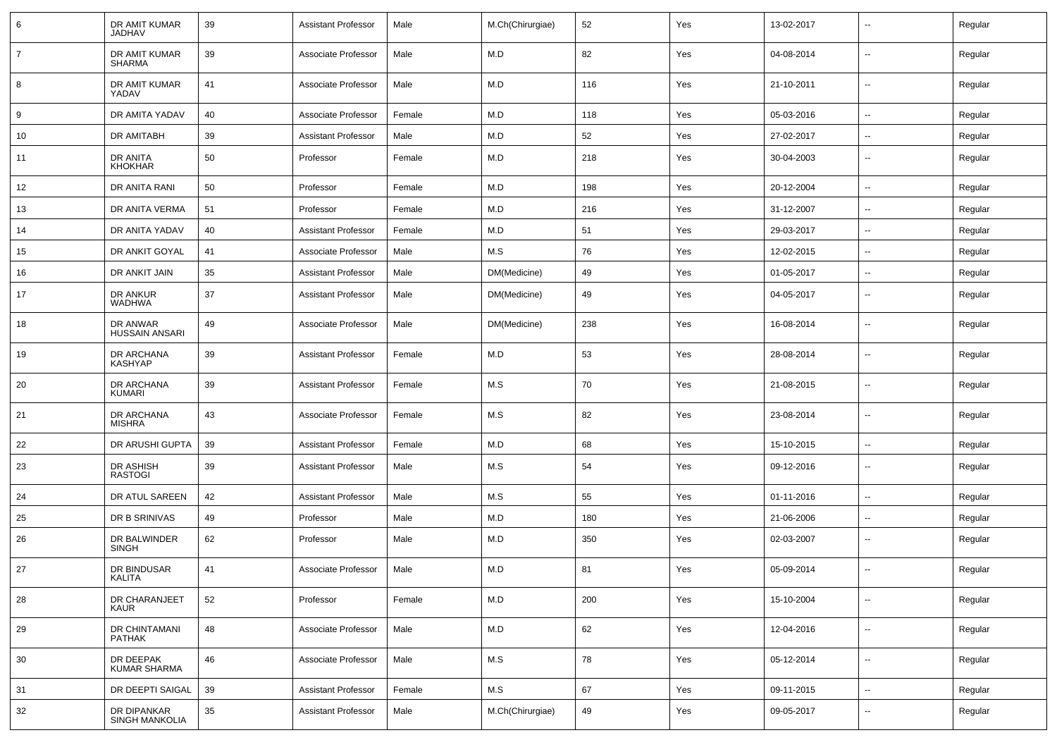| | | | | | | | | | | |
|---|---|---|---|---|---|---|---|---|---|---|
| 6 | DR AMIT KUMAR JADHAV | 39 | Assistant Professor | Male | M.Ch(Chirurgiae) | 52 | Yes | 13-02-2017 | -- | Regular |
| 7 | DR AMIT KUMAR SHARMA | 39 | Associate Professor | Male | M.D | 82 | Yes | 04-08-2014 | -- | Regular |
| 8 | DR AMIT KUMAR YADAV | 41 | Associate Professor | Male | M.D | 116 | Yes | 21-10-2011 | -- | Regular |
| 9 | DR AMITA YADAV | 40 | Associate Professor | Female | M.D | 118 | Yes | 05-03-2016 | -- | Regular |
| 10 | DR AMITABH | 39 | Assistant Professor | Male | M.D | 52 | Yes | 27-02-2017 | -- | Regular |
| 11 | DR ANITA KHOKHAR | 50 | Professor | Female | M.D | 218 | Yes | 30-04-2003 | -- | Regular |
| 12 | DR ANITA RANI | 50 | Professor | Female | M.D | 198 | Yes | 20-12-2004 | -- | Regular |
| 13 | DR ANITA VERMA | 51 | Professor | Female | M.D | 216 | Yes | 31-12-2007 | -- | Regular |
| 14 | DR ANITA YADAV | 40 | Assistant Professor | Female | M.D | 51 | Yes | 29-03-2017 | -- | Regular |
| 15 | DR ANKIT GOYAL | 41 | Associate Professor | Male | M.S | 76 | Yes | 12-02-2015 | -- | Regular |
| 16 | DR ANKIT JAIN | 35 | Assistant Professor | Male | DM(Medicine) | 49 | Yes | 01-05-2017 | -- | Regular |
| 17 | DR ANKUR WADHWA | 37 | Assistant Professor | Male | DM(Medicine) | 49 | Yes | 04-05-2017 | -- | Regular |
| 18 | DR ANWAR HUSSAIN ANSARI | 49 | Associate Professor | Male | DM(Medicine) | 238 | Yes | 16-08-2014 | -- | Regular |
| 19 | DR ARCHANA KASHYAP | 39 | Assistant Professor | Female | M.D | 53 | Yes | 28-08-2014 | -- | Regular |
| 20 | DR ARCHANA KUMARI | 39 | Assistant Professor | Female | M.S | 70 | Yes | 21-08-2015 | -- | Regular |
| 21 | DR ARCHANA MISHRA | 43 | Associate Professor | Female | M.S | 82 | Yes | 23-08-2014 | -- | Regular |
| 22 | DR ARUSHI GUPTA | 39 | Assistant Professor | Female | M.D | 68 | Yes | 15-10-2015 | -- | Regular |
| 23 | DR ASHISH RASTOGI | 39 | Assistant Professor | Male | M.S | 54 | Yes | 09-12-2016 | -- | Regular |
| 24 | DR ATUL SAREEN | 42 | Assistant Professor | Male | M.S | 55 | Yes | 01-11-2016 | -- | Regular |
| 25 | DR B SRINIVAS | 49 | Professor | Male | M.D | 180 | Yes | 21-06-2006 | -- | Regular |
| 26 | DR BALWINDER SINGH | 62 | Professor | Male | M.D | 350 | Yes | 02-03-2007 | -- | Regular |
| 27 | DR BINDUSAR KALITA | 41 | Associate Professor | Male | M.D | 81 | Yes | 05-09-2014 | -- | Regular |
| 28 | DR CHARANJEET KAUR | 52 | Professor | Female | M.D | 200 | Yes | 15-10-2004 | -- | Regular |
| 29 | DR CHINTAMANI PATHAK | 48 | Associate Professor | Male | M.D | 62 | Yes | 12-04-2016 | -- | Regular |
| 30 | DR DEEPAK KUMAR SHARMA | 46 | Associate Professor | Male | M.S | 78 | Yes | 05-12-2014 | -- | Regular |
| 31 | DR DEEPTI SAIGAL | 39 | Assistant Professor | Female | M.S | 67 | Yes | 09-11-2015 | -- | Regular |
| 32 | DR DIPANKAR SINGH MANKOLIA | 35 | Assistant Professor | Male | M.Ch(Chirurgiae) | 49 | Yes | 09-05-2017 | -- | Regular |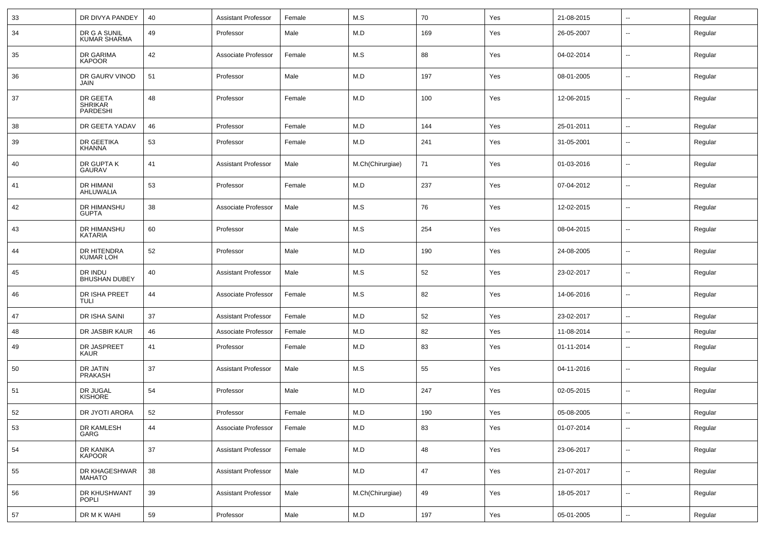| 33 | DR DIVYA PANDEY | 40 | Assistant Professor | Female | M.S | 70 | Yes | 21-08-2015 | -- | Regular |
|---|---|---|---|---|---|---|---|---|---|---|
| 34 | DR G A SUNIL KUMAR SHARMA | 49 | Professor | Male | M.D | 169 | Yes | 26-05-2007 | -- | Regular |
| 35 | DR GARIMA KAPOOR | 42 | Associate Professor | Female | M.S | 88 | Yes | 04-02-2014 | -- | Regular |
| 36 | DR GAURV VINOD JAIN | 51 | Professor | Male | M.D | 197 | Yes | 08-01-2005 | -- | Regular |
| 37 | DR GEETA SHRIKAR PARDESHI | 48 | Professor | Female | M.D | 100 | Yes | 12-06-2015 | -- | Regular |
| 38 | DR GEETA YADAV | 46 | Professor | Female | M.D | 144 | Yes | 25-01-2011 | -- | Regular |
| 39 | DR GEETIKA KHANNA | 53 | Professor | Female | M.D | 241 | Yes | 31-05-2001 | -- | Regular |
| 40 | DR GUPTA K GAURAV | 41 | Assistant Professor | Male | M.Ch(Chirurgiae) | 71 | Yes | 01-03-2016 | -- | Regular |
| 41 | DR HIMANI AHLUWALIA | 53 | Professor | Female | M.D | 237 | Yes | 07-04-2012 | -- | Regular |
| 42 | DR HIMANSHU GUPTA | 38 | Associate Professor | Male | M.S | 76 | Yes | 12-02-2015 | -- | Regular |
| 43 | DR HIMANSHU KATARIA | 60 | Professor | Male | M.S | 254 | Yes | 08-04-2015 | -- | Regular |
| 44 | DR HITENDRA KUMAR LOH | 52 | Professor | Male | M.D | 190 | Yes | 24-08-2005 | -- | Regular |
| 45 | DR INDU BHUSHAN DUBEY | 40 | Assistant Professor | Male | M.S | 52 | Yes | 23-02-2017 | -- | Regular |
| 46 | DR ISHA PREET TULI | 44 | Associate Professor | Female | M.S | 82 | Yes | 14-06-2016 | -- | Regular |
| 47 | DR ISHA SAINI | 37 | Assistant Professor | Female | M.D | 52 | Yes | 23-02-2017 | -- | Regular |
| 48 | DR JASBIR KAUR | 46 | Associate Professor | Female | M.D | 82 | Yes | 11-08-2014 | -- | Regular |
| 49 | DR JASPREET KAUR | 41 | Professor | Female | M.D | 83 | Yes | 01-11-2014 | -- | Regular |
| 50 | DR JATIN PRAKASH | 37 | Assistant Professor | Male | M.S | 55 | Yes | 04-11-2016 | -- | Regular |
| 51 | DR JUGAL KISHORE | 54 | Professor | Male | M.D | 247 | Yes | 02-05-2015 | -- | Regular |
| 52 | DR JYOTI ARORA | 52 | Professor | Female | M.D | 190 | Yes | 05-08-2005 | -- | Regular |
| 53 | DR KAMLESH GARG | 44 | Associate Professor | Female | M.D | 83 | Yes | 01-07-2014 | -- | Regular |
| 54 | DR KANIKA KAPOOR | 37 | Assistant Professor | Female | M.D | 48 | Yes | 23-06-2017 | -- | Regular |
| 55 | DR KHAGESHWAR MAHATO | 38 | Assistant Professor | Male | M.D | 47 | Yes | 21-07-2017 | -- | Regular |
| 56 | DR KHUSHWANT POPLI | 39 | Assistant Professor | Male | M.Ch(Chirurgiae) | 49 | Yes | 18-05-2017 | -- | Regular |
| 57 | DR M K WAHI | 59 | Professor | Male | M.D | 197 | Yes | 05-01-2005 | -- | Regular |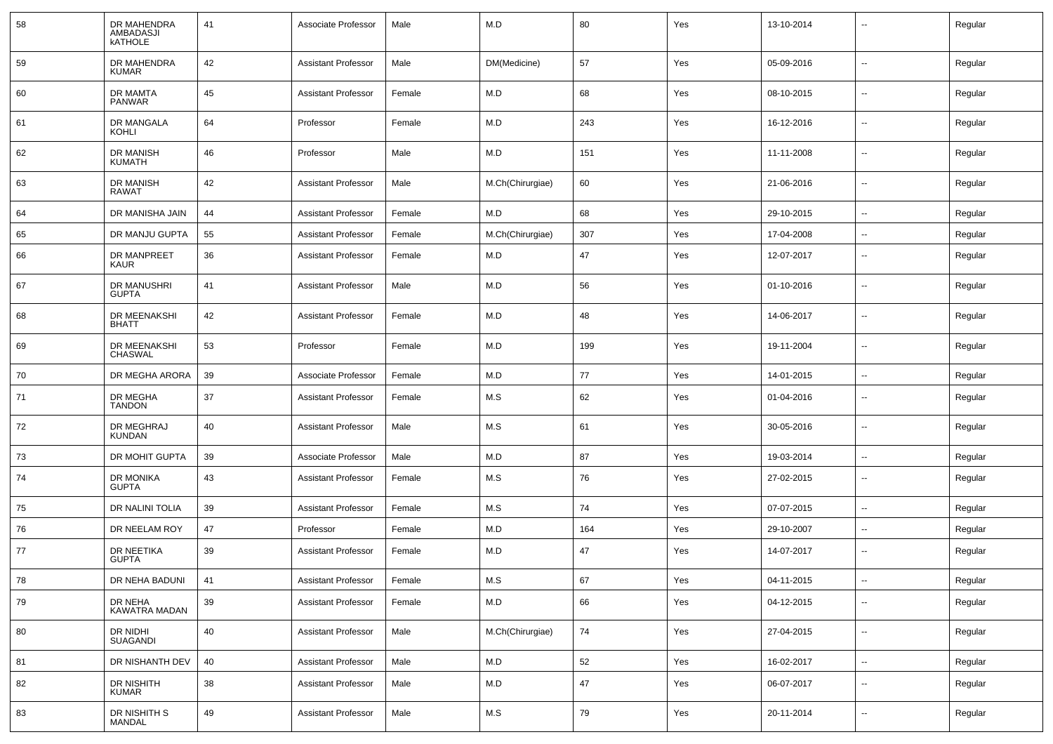| 58 | DR MAHENDRA AMBADASJI kATHOLE | 41 | Associate Professor | Male | M.D | 80 | Yes | 13-10-2014 | -- | Regular |
|---|---|---|---|---|---|---|---|---|---|---|
| 59 | DR MAHENDRA KUMAR | 42 | Assistant Professor | Male | DM(Medicine) | 57 | Yes | 05-09-2016 | -- | Regular |
| 60 | DR MAMTA PANWAR | 45 | Assistant Professor | Female | M.D | 68 | Yes | 08-10-2015 | -- | Regular |
| 61 | DR MANGALA KOHLI | 64 | Professor | Female | M.D | 243 | Yes | 16-12-2016 | -- | Regular |
| 62 | DR MANISH KUMATH | 46 | Professor | Male | M.D | 151 | Yes | 11-11-2008 | -- | Regular |
| 63 | DR MANISH RAWAT | 42 | Assistant Professor | Male | M.Ch(Chirurgiae) | 60 | Yes | 21-06-2016 | -- | Regular |
| 64 | DR MANISHA JAIN | 44 | Assistant Professor | Female | M.D | 68 | Yes | 29-10-2015 | -- | Regular |
| 65 | DR MANJU GUPTA | 55 | Assistant Professor | Female | M.Ch(Chirurgiae) | 307 | Yes | 17-04-2008 | -- | Regular |
| 66 | DR MANPREET KAUR | 36 | Assistant Professor | Female | M.D | 47 | Yes | 12-07-2017 | -- | Regular |
| 67 | DR MANUSHRI GUPTA | 41 | Assistant Professor | Male | M.D | 56 | Yes | 01-10-2016 | -- | Regular |
| 68 | DR MEENAKSHI BHATT | 42 | Assistant Professor | Female | M.D | 48 | Yes | 14-06-2017 | -- | Regular |
| 69 | DR MEENAKSHI CHASWAL | 53 | Professor | Female | M.D | 199 | Yes | 19-11-2004 | -- | Regular |
| 70 | DR MEGHA ARORA | 39 | Associate Professor | Female | M.D | 77 | Yes | 14-01-2015 | -- | Regular |
| 71 | DR MEGHA TANDON | 37 | Assistant Professor | Female | M.S | 62 | Yes | 01-04-2016 | -- | Regular |
| 72 | DR MEGHRAJ KUNDAN | 40 | Assistant Professor | Male | M.S | 61 | Yes | 30-05-2016 | -- | Regular |
| 73 | DR MOHIT GUPTA | 39 | Associate Professor | Male | M.D | 87 | Yes | 19-03-2014 | -- | Regular |
| 74 | DR MONIKA GUPTA | 43 | Assistant Professor | Female | M.S | 76 | Yes | 27-02-2015 | -- | Regular |
| 75 | DR NALINI TOLIA | 39 | Assistant Professor | Female | M.S | 74 | Yes | 07-07-2015 | -- | Regular |
| 76 | DR NEELAM ROY | 47 | Professor | Female | M.D | 164 | Yes | 29-10-2007 | -- | Regular |
| 77 | DR NEETIKA GUPTA | 39 | Assistant Professor | Female | M.D | 47 | Yes | 14-07-2017 | -- | Regular |
| 78 | DR NEHA BADUNI | 41 | Assistant Professor | Female | M.S | 67 | Yes | 04-11-2015 | -- | Regular |
| 79 | DR NEHA KAWATRA MADAN | 39 | Assistant Professor | Female | M.D | 66 | Yes | 04-12-2015 | -- | Regular |
| 80 | DR NIDHI SUAGANDI | 40 | Assistant Professor | Male | M.Ch(Chirurgiae) | 74 | Yes | 27-04-2015 | -- | Regular |
| 81 | DR NISHANTH DEV | 40 | Assistant Professor | Male | M.D | 52 | Yes | 16-02-2017 | -- | Regular |
| 82 | DR NISHITH KUMAR | 38 | Assistant Professor | Male | M.D | 47 | Yes | 06-07-2017 | -- | Regular |
| 83 | DR NISHITH S MANDAL | 49 | Assistant Professor | Male | M.S | 79 | Yes | 20-11-2014 | -- | Regular |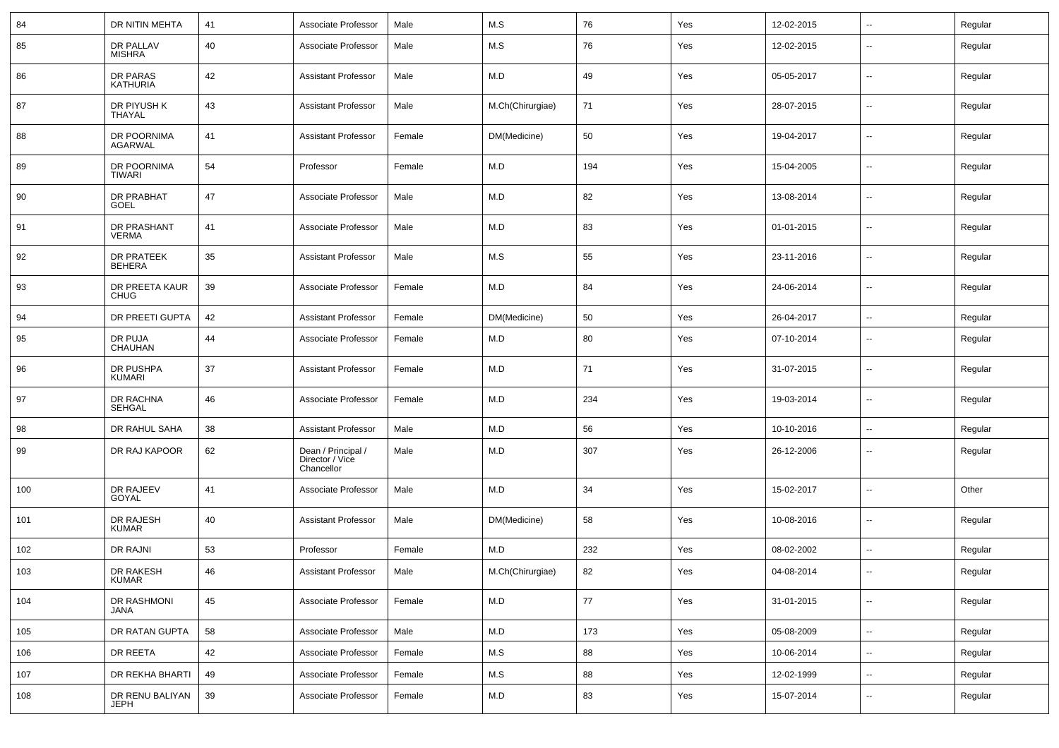| 84 | DR NITIN MEHTA | 41 | Associate Professor | Male | M.S | 76 | Yes | 12-02-2015 | -- | Regular |
|---|---|---|---|---|---|---|---|---|---|---|
| 85 | DR PALLAV MISHRA | 40 | Associate Professor | Male | M.S | 76 | Yes | 12-02-2015 | -- | Regular |
| 86 | DR PARAS KATHURIA | 42 | Assistant Professor | Male | M.D | 49 | Yes | 05-05-2017 | -- | Regular |
| 87 | DR PIYUSH K THAYAL | 43 | Assistant Professor | Male | M.Ch(Chirurgiae) | 71 | Yes | 28-07-2015 | -- | Regular |
| 88 | DR POORNIMA AGARWAL | 41 | Assistant Professor | Female | DM(Medicine) | 50 | Yes | 19-04-2017 | -- | Regular |
| 89 | DR POORNIMA TIWARI | 54 | Professor | Female | M.D | 194 | Yes | 15-04-2005 | -- | Regular |
| 90 | DR PRABHAT GOEL | 47 | Associate Professor | Male | M.D | 82 | Yes | 13-08-2014 | -- | Regular |
| 91 | DR PRASHANT VERMA | 41 | Associate Professor | Male | M.D | 83 | Yes | 01-01-2015 | -- | Regular |
| 92 | DR PRATEEK BEHERA | 35 | Assistant Professor | Male | M.S | 55 | Yes | 23-11-2016 | -- | Regular |
| 93 | DR PREETA KAUR CHUG | 39 | Associate Professor | Female | M.D | 84 | Yes | 24-06-2014 | -- | Regular |
| 94 | DR PREETI GUPTA | 42 | Assistant Professor | Female | DM(Medicine) | 50 | Yes | 26-04-2017 | -- | Regular |
| 95 | DR PUJA CHAUHAN | 44 | Associate Professor | Female | M.D | 80 | Yes | 07-10-2014 | -- | Regular |
| 96 | DR PUSHPA KUMARI | 37 | Assistant Professor | Female | M.D | 71 | Yes | 31-07-2015 | -- | Regular |
| 97 | DR RACHNA SEHGAL | 46 | Associate Professor | Female | M.D | 234 | Yes | 19-03-2014 | -- | Regular |
| 98 | DR RAHUL SAHA | 38 | Assistant Professor | Male | M.D | 56 | Yes | 10-10-2016 | -- | Regular |
| 99 | DR RAJ KAPOOR | 62 | Dean / Principal / Director / Vice Chancellor | Male | M.D | 307 | Yes | 26-12-2006 | -- | Regular |
| 100 | DR RAJEEV GOYAL | 41 | Associate Professor | Male | M.D | 34 | Yes | 15-02-2017 | -- | Other |
| 101 | DR RAJESH KUMAR | 40 | Assistant Professor | Male | DM(Medicine) | 58 | Yes | 10-08-2016 | -- | Regular |
| 102 | DR RAJNI | 53 | Professor | Female | M.D | 232 | Yes | 08-02-2002 | -- | Regular |
| 103 | DR RAKESH KUMAR | 46 | Assistant Professor | Male | M.Ch(Chirurgiae) | 82 | Yes | 04-08-2014 | -- | Regular |
| 104 | DR RASHMONI JANA | 45 | Associate Professor | Female | M.D | 77 | Yes | 31-01-2015 | -- | Regular |
| 105 | DR RATAN GUPTA | 58 | Associate Professor | Male | M.D | 173 | Yes | 05-08-2009 | -- | Regular |
| 106 | DR REETA | 42 | Associate Professor | Female | M.S | 88 | Yes | 10-06-2014 | -- | Regular |
| 107 | DR REKHA BHARTI | 49 | Associate Professor | Female | M.S | 88 | Yes | 12-02-1999 | -- | Regular |
| 108 | DR RENU BALIYAN JEPH | 39 | Associate Professor | Female | M.D | 83 | Yes | 15-07-2014 | -- | Regular |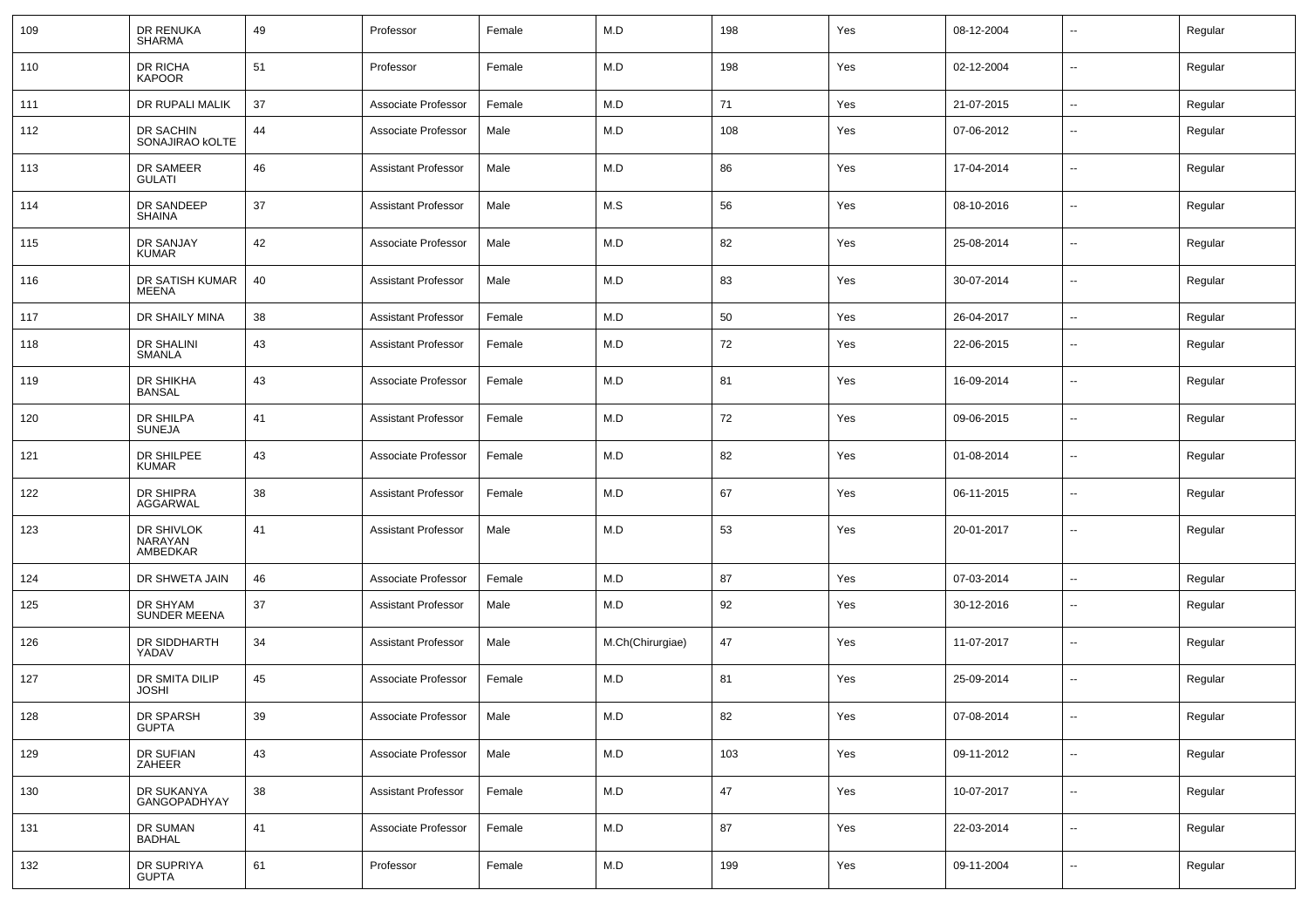| 109 | DR RENUKA SHARMA | 49 | Professor | Female | M.D | 198 | Yes | 08-12-2004 | -- | Regular |
|---|---|---|---|---|---|---|---|---|---|---|
| 110 | DR RICHA KAPOOR | 51 | Professor | Female | M.D | 198 | Yes | 02-12-2004 | -- | Regular |
| 111 | DR RUPALI MALIK | 37 | Associate Professor | Female | M.D | 71 | Yes | 21-07-2015 | -- | Regular |
| 112 | DR SACHIN SONAJIRAO kOLTE | 44 | Associate Professor | Male | M.D | 108 | Yes | 07-06-2012 | -- | Regular |
| 113 | DR SAMEER GULATI | 46 | Assistant Professor | Male | M.D | 86 | Yes | 17-04-2014 | -- | Regular |
| 114 | DR SANDEEP SHAINA | 37 | Assistant Professor | Male | M.S | 56 | Yes | 08-10-2016 | -- | Regular |
| 115 | DR SANJAY KUMAR | 42 | Associate Professor | Male | M.D | 82 | Yes | 25-08-2014 | -- | Regular |
| 116 | DR SATISH KUMAR MEENA | 40 | Assistant Professor | Male | M.D | 83 | Yes | 30-07-2014 | -- | Regular |
| 117 | DR SHAILY MINA | 38 | Assistant Professor | Female | M.D | 50 | Yes | 26-04-2017 | -- | Regular |
| 118 | DR SHALINI SMANLA | 43 | Assistant Professor | Female | M.D | 72 | Yes | 22-06-2015 | -- | Regular |
| 119 | DR SHIKHA BANSAL | 43 | Associate Professor | Female | M.D | 81 | Yes | 16-09-2014 | -- | Regular |
| 120 | DR SHILPA SUNEJA | 41 | Assistant Professor | Female | M.D | 72 | Yes | 09-06-2015 | -- | Regular |
| 121 | DR SHILPEE KUMAR | 43 | Associate Professor | Female | M.D | 82 | Yes | 01-08-2014 | -- | Regular |
| 122 | DR SHIPRA AGGARWAL | 38 | Assistant Professor | Female | M.D | 67 | Yes | 06-11-2015 | -- | Regular |
| 123 | DR SHIVLOK NARAYAN AMBEDKAR | 41 | Assistant Professor | Male | M.D | 53 | Yes | 20-01-2017 | -- | Regular |
| 124 | DR SHWETA JAIN | 46 | Associate Professor | Female | M.D | 87 | Yes | 07-03-2014 | -- | Regular |
| 125 | DR SHYAM SUNDER MEENA | 37 | Assistant Professor | Male | M.D | 92 | Yes | 30-12-2016 | -- | Regular |
| 126 | DR SIDDHARTH YADAV | 34 | Assistant Professor | Male | M.Ch(Chirurgiae) | 47 | Yes | 11-07-2017 | -- | Regular |
| 127 | DR SMITA DILIP JOSHI | 45 | Associate Professor | Female | M.D | 81 | Yes | 25-09-2014 | -- | Regular |
| 128 | DR SPARSH GUPTA | 39 | Associate Professor | Male | M.D | 82 | Yes | 07-08-2014 | -- | Regular |
| 129 | DR SUFIAN ZAHEER | 43 | Associate Professor | Male | M.D | 103 | Yes | 09-11-2012 | -- | Regular |
| 130 | DR SUKANYA GANGOPADHYAY | 38 | Assistant Professor | Female | M.D | 47 | Yes | 10-07-2017 | -- | Regular |
| 131 | DR SUMAN BADHAL | 41 | Associate Professor | Female | M.D | 87 | Yes | 22-03-2014 | -- | Regular |
| 132 | DR SUPRIYA GUPTA | 61 | Professor | Female | M.D | 199 | Yes | 09-11-2004 | -- | Regular |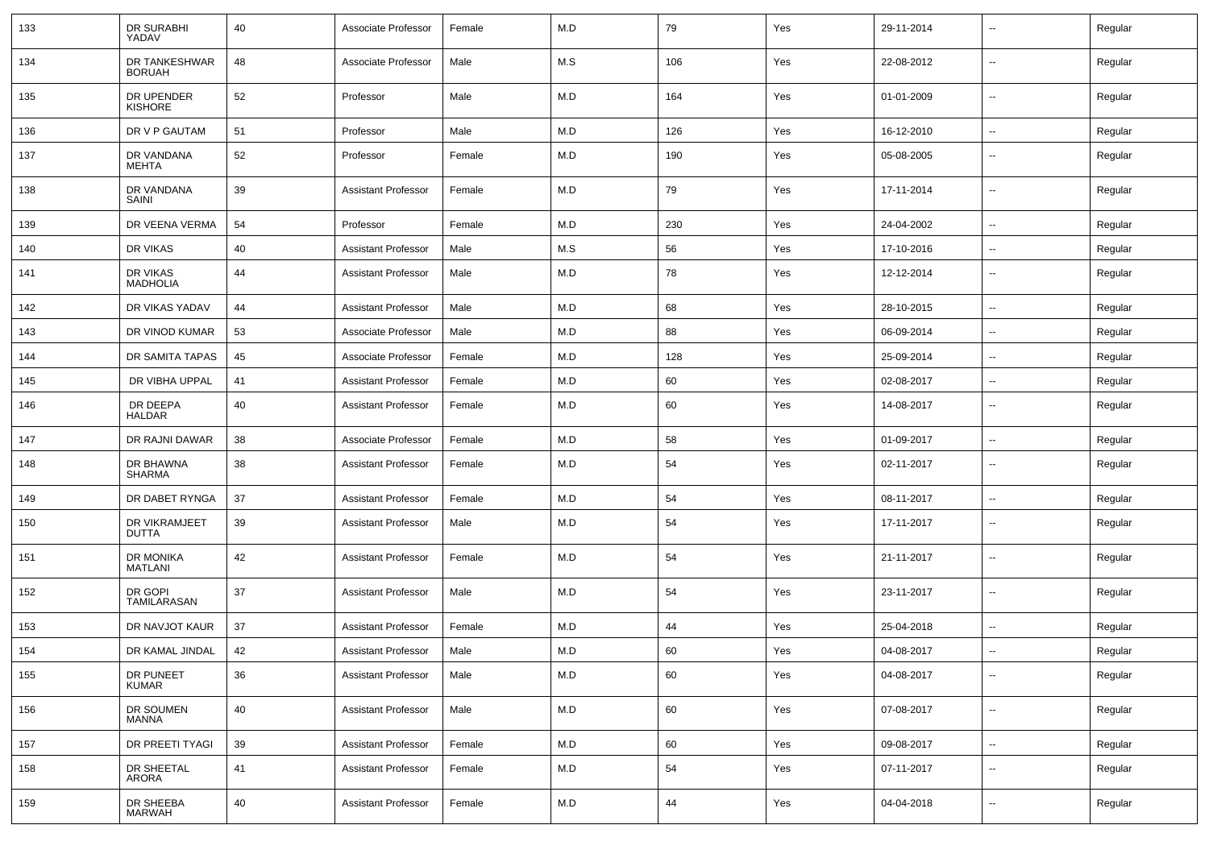| | | | | | | | | | | |
|---|---|---|---|---|---|---|---|---|---|---|
| 133 | DR SURABHI YADAV | 40 | Associate Professor | Female | M.D | 79 | Yes | 29-11-2014 | -- | Regular |
| 134 | DR TANKESHWAR BORUAH | 48 | Associate Professor | Male | M.S | 106 | Yes | 22-08-2012 | -- | Regular |
| 135 | DR UPENDER KISHORE | 52 | Professor | Male | M.D | 164 | Yes | 01-01-2009 | -- | Regular |
| 136 | DR V P GAUTAM | 51 | Professor | Male | M.D | 126 | Yes | 16-12-2010 | -- | Regular |
| 137 | DR VANDANA MEHTA | 52 | Professor | Female | M.D | 190 | Yes | 05-08-2005 | -- | Regular |
| 138 | DR VANDANA SAINI | 39 | Assistant Professor | Female | M.D | 79 | Yes | 17-11-2014 | -- | Regular |
| 139 | DR VEENA VERMA | 54 | Professor | Female | M.D | 230 | Yes | 24-04-2002 | -- | Regular |
| 140 | DR VIKAS | 40 | Assistant Professor | Male | M.S | 56 | Yes | 17-10-2016 | -- | Regular |
| 141 | DR VIKAS MADHOLIA | 44 | Assistant Professor | Male | M.D | 78 | Yes | 12-12-2014 | -- | Regular |
| 142 | DR VIKAS YADAV | 44 | Assistant Professor | Male | M.D | 68 | Yes | 28-10-2015 | -- | Regular |
| 143 | DR VINOD KUMAR | 53 | Associate Professor | Male | M.D | 88 | Yes | 06-09-2014 | -- | Regular |
| 144 | DR SAMITA TAPAS | 45 | Associate Professor | Female | M.D | 128 | Yes | 25-09-2014 | -- | Regular |
| 145 | DR VIBHA UPPAL | 41 | Assistant Professor | Female | M.D | 60 | Yes | 02-08-2017 | -- | Regular |
| 146 | DR DEEPA HALDAR | 40 | Assistant Professor | Female | M.D | 60 | Yes | 14-08-2017 | -- | Regular |
| 147 | DR RAJNI DAWAR | 38 | Associate Professor | Female | M.D | 58 | Yes | 01-09-2017 | -- | Regular |
| 148 | DR BHAWNA SHARMA | 38 | Assistant Professor | Female | M.D | 54 | Yes | 02-11-2017 | -- | Regular |
| 149 | DR DABET RYNGA | 37 | Assistant Professor | Female | M.D | 54 | Yes | 08-11-2017 | -- | Regular |
| 150 | DR VIKRAMJEET DUTTA | 39 | Assistant Professor | Male | M.D | 54 | Yes | 17-11-2017 | -- | Regular |
| 151 | DR MONIKA MATLANI | 42 | Assistant Professor | Female | M.D | 54 | Yes | 21-11-2017 | -- | Regular |
| 152 | DR GOPI TAMILARASAN | 37 | Assistant Professor | Male | M.D | 54 | Yes | 23-11-2017 | -- | Regular |
| 153 | DR NAVJOT KAUR | 37 | Assistant Professor | Female | M.D | 44 | Yes | 25-04-2018 | -- | Regular |
| 154 | DR KAMAL JINDAL | 42 | Assistant Professor | Male | M.D | 60 | Yes | 04-08-2017 | -- | Regular |
| 155 | DR PUNEET KUMAR | 36 | Assistant Professor | Male | M.D | 60 | Yes | 04-08-2017 | -- | Regular |
| 156 | DR SOUMEN MANNA | 40 | Assistant Professor | Male | M.D | 60 | Yes | 07-08-2017 | -- | Regular |
| 157 | DR PREETI TYAGI | 39 | Assistant Professor | Female | M.D | 60 | Yes | 09-08-2017 | -- | Regular |
| 158 | DR SHEETAL ARORA | 41 | Assistant Professor | Female | M.D | 54 | Yes | 07-11-2017 | -- | Regular |
| 159 | DR SHEEBA MARWAH | 40 | Assistant Professor | Female | M.D | 44 | Yes | 04-04-2018 | -- | Regular |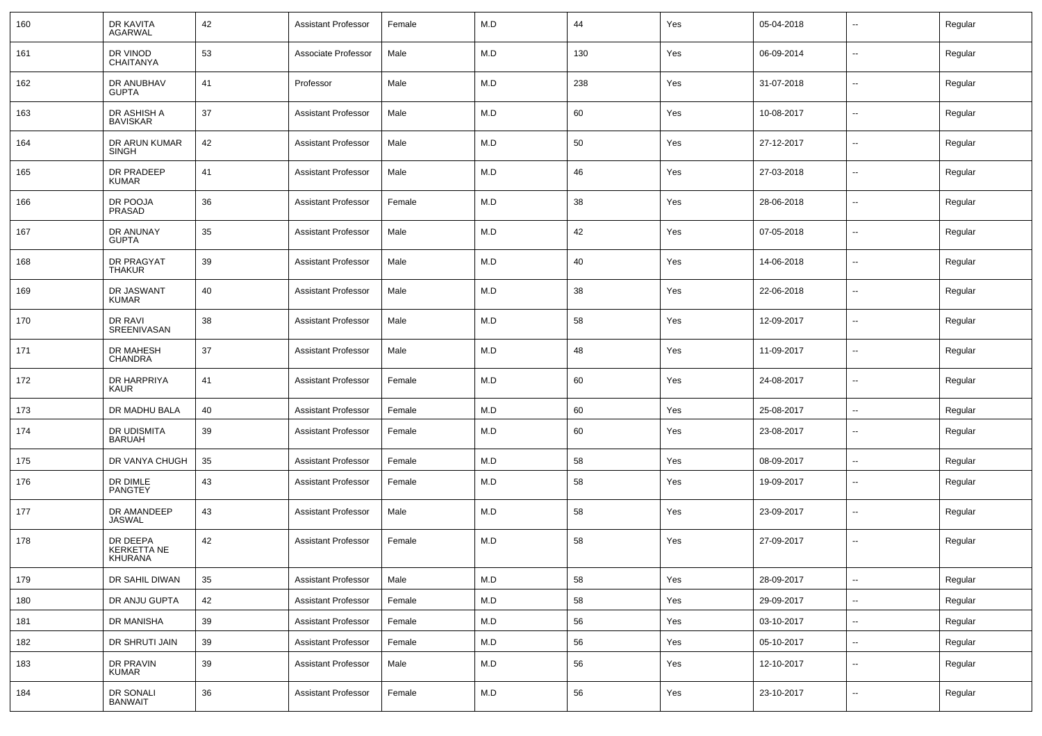| 160 | DR KAVITA AGARWAL | 42 | Assistant Professor | Female | M.D | 44 | Yes | 05-04-2018 | -- | Regular |
|---|---|---|---|---|---|---|---|---|---|---|
| 161 | DR VINOD CHAITANYA | 53 | Associate Professor | Male | M.D | 130 | Yes | 06-09-2014 | -- | Regular |
| 162 | DR ANUBHAV GUPTA | 41 | Professor | Male | M.D | 238 | Yes | 31-07-2018 | -- | Regular |
| 163 | DR ASHISH A BAVISKAR | 37 | Assistant Professor | Male | M.D | 60 | Yes | 10-08-2017 | -- | Regular |
| 164 | DR ARUN KUMAR SINGH | 42 | Assistant Professor | Male | M.D | 50 | Yes | 27-12-2017 | -- | Regular |
| 165 | DR PRADEEP KUMAR | 41 | Assistant Professor | Male | M.D | 46 | Yes | 27-03-2018 | -- | Regular |
| 166 | DR POOJA PRASAD | 36 | Assistant Professor | Female | M.D | 38 | Yes | 28-06-2018 | -- | Regular |
| 167 | DR ANUNAY GUPTA | 35 | Assistant Professor | Male | M.D | 42 | Yes | 07-05-2018 | -- | Regular |
| 168 | DR PRAGYAT THAKUR | 39 | Assistant Professor | Male | M.D | 40 | Yes | 14-06-2018 | -- | Regular |
| 169 | DR JASWANT KUMAR | 40 | Assistant Professor | Male | M.D | 38 | Yes | 22-06-2018 | -- | Regular |
| 170 | DR RAVI SREENIVASAN | 38 | Assistant Professor | Male | M.D | 58 | Yes | 12-09-2017 | -- | Regular |
| 171 | DR MAHESH CHANDRA | 37 | Assistant Professor | Male | M.D | 48 | Yes | 11-09-2017 | -- | Regular |
| 172 | DR HARPRIYA KAUR | 41 | Assistant Professor | Female | M.D | 60 | Yes | 24-08-2017 | -- | Regular |
| 173 | DR MADHU BALA | 40 | Assistant Professor | Female | M.D | 60 | Yes | 25-08-2017 | -- | Regular |
| 174 | DR UDISMITA BARUAH | 39 | Assistant Professor | Female | M.D | 60 | Yes | 23-08-2017 | -- | Regular |
| 175 | DR VANYA CHUGH | 35 | Assistant Professor | Female | M.D | 58 | Yes | 08-09-2017 | -- | Regular |
| 176 | DR DIMLE PANGTEY | 43 | Assistant Professor | Female | M.D | 58 | Yes | 19-09-2017 | -- | Regular |
| 177 | DR AMANDEEP JASWAL | 43 | Assistant Professor | Male | M.D | 58 | Yes | 23-09-2017 | -- | Regular |
| 178 | DR DEEPA KERKETTA NE KHURANA | 42 | Assistant Professor | Female | M.D | 58 | Yes | 27-09-2017 | -- | Regular |
| 179 | DR SAHIL DIWAN | 35 | Assistant Professor | Male | M.D | 58 | Yes | 28-09-2017 | -- | Regular |
| 180 | DR ANJU GUPTA | 42 | Assistant Professor | Female | M.D | 58 | Yes | 29-09-2017 | -- | Regular |
| 181 | DR MANISHA | 39 | Assistant Professor | Female | M.D | 56 | Yes | 03-10-2017 | -- | Regular |
| 182 | DR SHRUTI JAIN | 39 | Assistant Professor | Female | M.D | 56 | Yes | 05-10-2017 | -- | Regular |
| 183 | DR PRAVIN KUMAR | 39 | Assistant Professor | Male | M.D | 56 | Yes | 12-10-2017 | -- | Regular |
| 184 | DR SONALI BANWAIT | 36 | Assistant Professor | Female | M.D | 56 | Yes | 23-10-2017 | -- | Regular |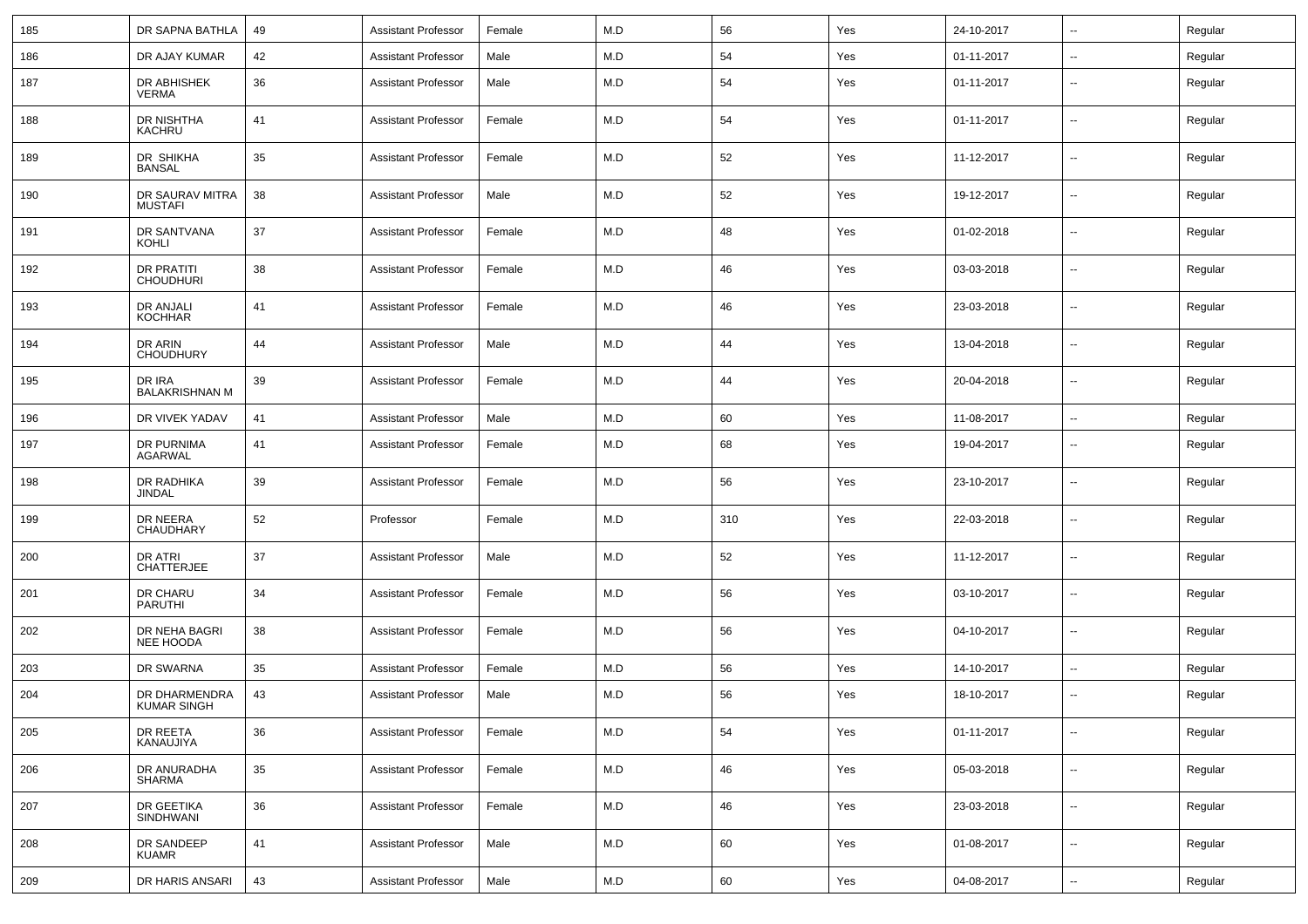| 185 | DR SAPNA BATHLA | 49 | Assistant Professor | Female | M.D | 56 | Yes | 24-10-2017 | -- | Regular |
|---|---|---|---|---|---|---|---|---|---|---|
| 186 | DR AJAY KUMAR | 42 | Assistant Professor | Male | M.D | 54 | Yes | 01-11-2017 | -- | Regular |
| 187 | DR ABHISHEK VERMA | 36 | Assistant Professor | Male | M.D | 54 | Yes | 01-11-2017 | -- | Regular |
| 188 | DR NISHTHA KACHRU | 41 | Assistant Professor | Female | M.D | 54 | Yes | 01-11-2017 | -- | Regular |
| 189 | DR SHIKHA BANSAL | 35 | Assistant Professor | Female | M.D | 52 | Yes | 11-12-2017 | -- | Regular |
| 190 | DR SAURAV MITRA MUSTAFI | 38 | Assistant Professor | Male | M.D | 52 | Yes | 19-12-2017 | -- | Regular |
| 191 | DR SANTVANA KOHLI | 37 | Assistant Professor | Female | M.D | 48 | Yes | 01-02-2018 | -- | Regular |
| 192 | DR PRATITI CHOUDHURI | 38 | Assistant Professor | Female | M.D | 46 | Yes | 03-03-2018 | -- | Regular |
| 193 | DR ANJALI KOCHHAR | 41 | Assistant Professor | Female | M.D | 46 | Yes | 23-03-2018 | -- | Regular |
| 194 | DR ARIN CHOUDHURY | 44 | Assistant Professor | Male | M.D | 44 | Yes | 13-04-2018 | -- | Regular |
| 195 | DR IRA BALAKRISHNAN M | 39 | Assistant Professor | Female | M.D | 44 | Yes | 20-04-2018 | -- | Regular |
| 196 | DR VIVEK YADAV | 41 | Assistant Professor | Male | M.D | 60 | Yes | 11-08-2017 | -- | Regular |
| 197 | DR PURNIMA AGARWAL | 41 | Assistant Professor | Female | M.D | 68 | Yes | 19-04-2017 | -- | Regular |
| 198 | DR RADHIKA JINDAL | 39 | Assistant Professor | Female | M.D | 56 | Yes | 23-10-2017 | -- | Regular |
| 199 | DR NEERA CHAUDHARY | 52 | Professor | Female | M.D | 310 | Yes | 22-03-2018 | -- | Regular |
| 200 | DR ATRI CHATTERJEE | 37 | Assistant Professor | Male | M.D | 52 | Yes | 11-12-2017 | -- | Regular |
| 201 | DR CHARU PARUTHI | 34 | Assistant Professor | Female | M.D | 56 | Yes | 03-10-2017 | -- | Regular |
| 202 | DR NEHA BAGRI NEE HOODA | 38 | Assistant Professor | Female | M.D | 56 | Yes | 04-10-2017 | -- | Regular |
| 203 | DR SWARNA | 35 | Assistant Professor | Female | M.D | 56 | Yes | 14-10-2017 | -- | Regular |
| 204 | DR DHARMENDRA KUMAR SINGH | 43 | Assistant Professor | Male | M.D | 56 | Yes | 18-10-2017 | -- | Regular |
| 205 | DR REETA KANAUJIYA | 36 | Assistant Professor | Female | M.D | 54 | Yes | 01-11-2017 | -- | Regular |
| 206 | DR ANURADHA SHARMA | 35 | Assistant Professor | Female | M.D | 46 | Yes | 05-03-2018 | -- | Regular |
| 207 | DR GEETIKA SINDHWANI | 36 | Assistant Professor | Female | M.D | 46 | Yes | 23-03-2018 | -- | Regular |
| 208 | DR SANDEEP KUAMR | 41 | Assistant Professor | Male | M.D | 60 | Yes | 01-08-2017 | -- | Regular |
| 209 | DR HARIS ANSARI | 43 | Assistant Professor | Male | M.D | 60 | Yes | 04-08-2017 | -- | Regular |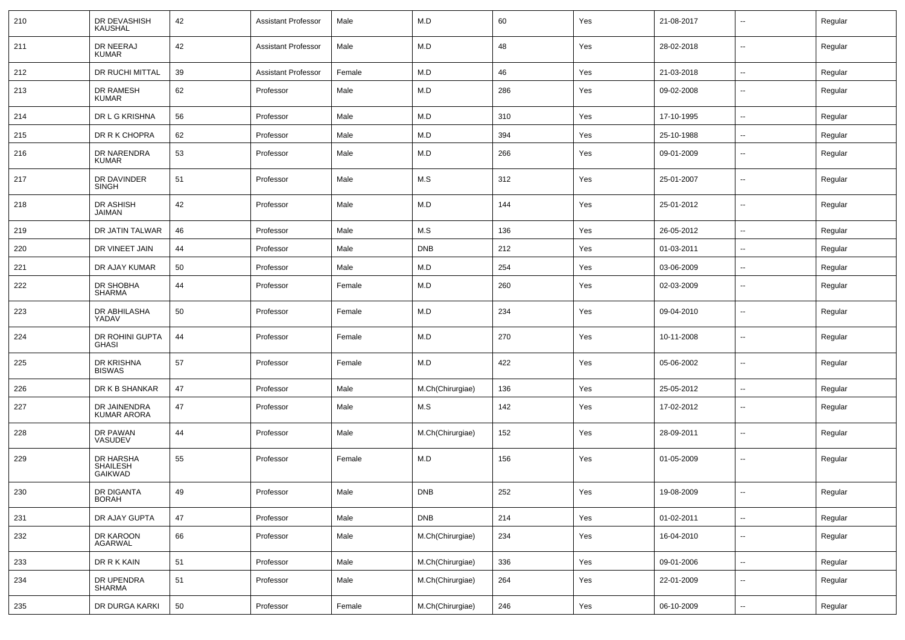| 210 | DR DEVASHISH KAUSHAL | 42 | Assistant Professor | Male | M.D | 60 | Yes | 21-08-2017 | -- | Regular |
|---|---|---|---|---|---|---|---|---|---|---|
| 211 | DR NEERAJ KUMAR | 42 | Assistant Professor | Male | M.D | 48 | Yes | 28-02-2018 | -- | Regular |
| 212 | DR RUCHI MITTAL | 39 | Assistant Professor | Female | M.D | 46 | Yes | 21-03-2018 | -- | Regular |
| 213 | DR RAMESH KUMAR | 62 | Professor | Male | M.D | 286 | Yes | 09-02-2008 | -- | Regular |
| 214 | DR L G KRISHNA | 56 | Professor | Male | M.D | 310 | Yes | 17-10-1995 | -- | Regular |
| 215 | DR R K CHOPRA | 62 | Professor | Male | M.D | 394 | Yes | 25-10-1988 | -- | Regular |
| 216 | DR NARENDRA KUMAR | 53 | Professor | Male | M.D | 266 | Yes | 09-01-2009 | -- | Regular |
| 217 | DR DAVINDER SINGH | 51 | Professor | Male | M.S | 312 | Yes | 25-01-2007 | -- | Regular |
| 218 | DR ASHISH JAIMAN | 42 | Professor | Male | M.D | 144 | Yes | 25-01-2012 | -- | Regular |
| 219 | DR JATIN TALWAR | 46 | Professor | Male | M.S | 136 | Yes | 26-05-2012 | -- | Regular |
| 220 | DR VINEET JAIN | 44 | Professor | Male | DNB | 212 | Yes | 01-03-2011 | -- | Regular |
| 221 | DR AJAY KUMAR | 50 | Professor | Male | M.D | 254 | Yes | 03-06-2009 | -- | Regular |
| 222 | DR SHOBHA SHARMA | 44 | Professor | Female | M.D | 260 | Yes | 02-03-2009 | -- | Regular |
| 223 | DR ABHILASHA YADAV | 50 | Professor | Female | M.D | 234 | Yes | 09-04-2010 | -- | Regular |
| 224 | DR ROHINI GUPTA GHASI | 44 | Professor | Female | M.D | 270 | Yes | 10-11-2008 | -- | Regular |
| 225 | DR KRISHNA BISWAS | 57 | Professor | Female | M.D | 422 | Yes | 05-06-2002 | -- | Regular |
| 226 | DR K B SHANKAR | 47 | Professor | Male | M.Ch(Chirurgiae) | 136 | Yes | 25-05-2012 | -- | Regular |
| 227 | DR JAINENDRA KUMAR ARORA | 47 | Professor | Male | M.S | 142 | Yes | 17-02-2012 | -- | Regular |
| 228 | DR PAWAN VASUDEV | 44 | Professor | Male | M.Ch(Chirurgiae) | 152 | Yes | 28-09-2011 | -- | Regular |
| 229 | DR HARSHA SHAILESH GAIKWAD | 55 | Professor | Female | M.D | 156 | Yes | 01-05-2009 | -- | Regular |
| 230 | DR DIGANTA BORAH | 49 | Professor | Male | DNB | 252 | Yes | 19-08-2009 | -- | Regular |
| 231 | DR AJAY GUPTA | 47 | Professor | Male | DNB | 214 | Yes | 01-02-2011 | -- | Regular |
| 232 | DR KAROON AGARWAL | 66 | Professor | Male | M.Ch(Chirurgiae) | 234 | Yes | 16-04-2010 | -- | Regular |
| 233 | DR R K KAIN | 51 | Professor | Male | M.Ch(Chirurgiae) | 336 | Yes | 09-01-2006 | -- | Regular |
| 234 | DR UPENDRA SHARMA | 51 | Professor | Male | M.Ch(Chirurgiae) | 264 | Yes | 22-01-2009 | -- | Regular |
| 235 | DR DURGA KARKI | 50 | Professor | Female | M.Ch(Chirurgiae) | 246 | Yes | 06-10-2009 | -- | Regular |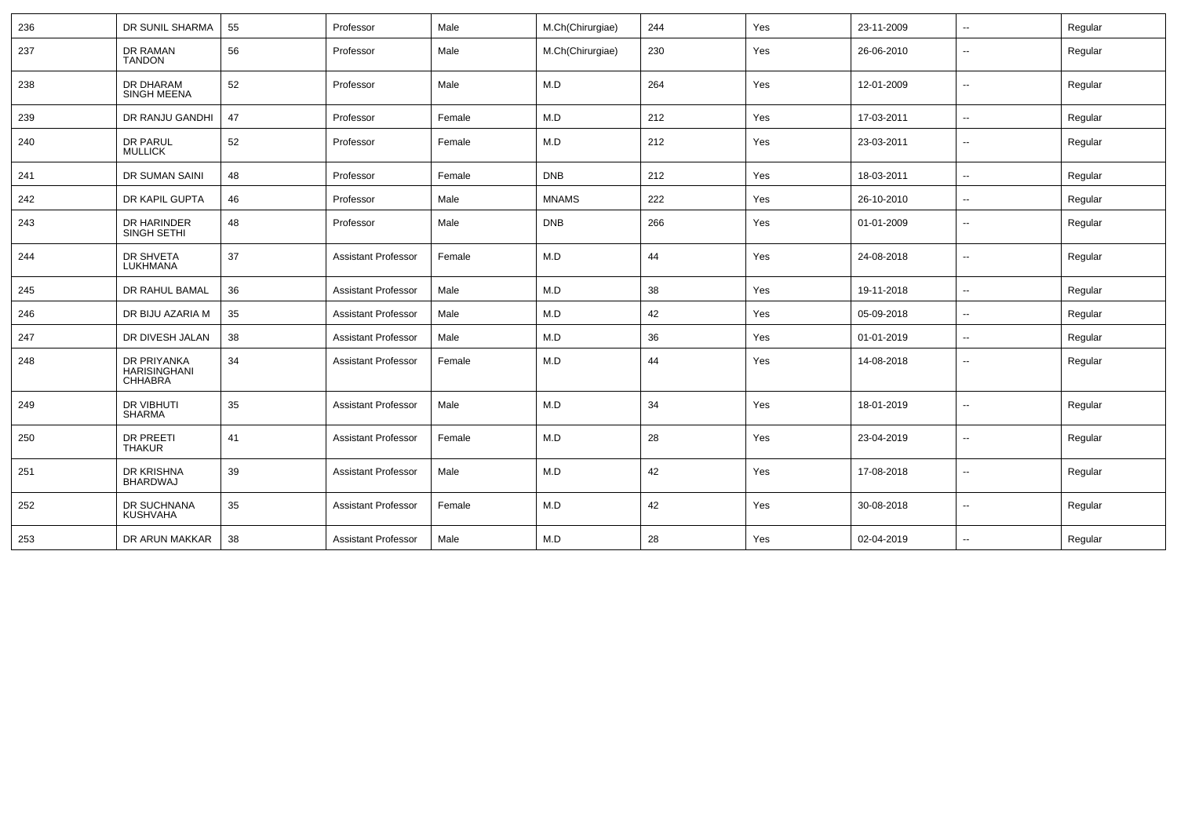| | | | | | | | | | | |
|---|---|---|---|---|---|---|---|---|---|---|
| 236 | DR SUNIL SHARMA | 55 | Professor | Male | M.Ch(Chirurgiae) | 244 | Yes | 23-11-2009 | -- | Regular |
| 237 | DR RAMAN TANDON | 56 | Professor | Male | M.Ch(Chirurgiae) | 230 | Yes | 26-06-2010 | -- | Regular |
| 238 | DR DHARAM SINGH MEENA | 52 | Professor | Male | M.D | 264 | Yes | 12-01-2009 | -- | Regular |
| 239 | DR RANJU GANDHI | 47 | Professor | Female | M.D | 212 | Yes | 17-03-2011 | -- | Regular |
| 240 | DR PARUL MULLICK | 52 | Professor | Female | M.D | 212 | Yes | 23-03-2011 | -- | Regular |
| 241 | DR SUMAN SAINI | 48 | Professor | Female | DNB | 212 | Yes | 18-03-2011 | -- | Regular |
| 242 | DR KAPIL GUPTA | 46 | Professor | Male | MNAMS | 222 | Yes | 26-10-2010 | -- | Regular |
| 243 | DR HARINDER SINGH SETHI | 48 | Professor | Male | DNB | 266 | Yes | 01-01-2009 | -- | Regular |
| 244 | DR SHVETA LUKHMANA | 37 | Assistant Professor | Female | M.D | 44 | Yes | 24-08-2018 | -- | Regular |
| 245 | DR RAHUL BAMAL | 36 | Assistant Professor | Male | M.D | 38 | Yes | 19-11-2018 | -- | Regular |
| 246 | DR BIJU AZARIA M | 35 | Assistant Professor | Male | M.D | 42 | Yes | 05-09-2018 | -- | Regular |
| 247 | DR DIVESH JALAN | 38 | Assistant Professor | Male | M.D | 36 | Yes | 01-01-2019 | -- | Regular |
| 248 | DR PRIYANKA HARISINGHANI CHHABRA | 34 | Assistant Professor | Female | M.D | 44 | Yes | 14-08-2018 | -- | Regular |
| 249 | DR VIBHUTI SHARMA | 35 | Assistant Professor | Male | M.D | 34 | Yes | 18-01-2019 | -- | Regular |
| 250 | DR PREETI THAKUR | 41 | Assistant Professor | Female | M.D | 28 | Yes | 23-04-2019 | -- | Regular |
| 251 | DR KRISHNA BHARDWAJ | 39 | Assistant Professor | Male | M.D | 42 | Yes | 17-08-2018 | -- | Regular |
| 252 | DR SUCHNANA KUSHVAHA | 35 | Assistant Professor | Female | M.D | 42 | Yes | 30-08-2018 | -- | Regular |
| 253 | DR ARUN MAKKAR | 38 | Assistant Professor | Male | M.D | 28 | Yes | 02-04-2019 | -- | Regular |